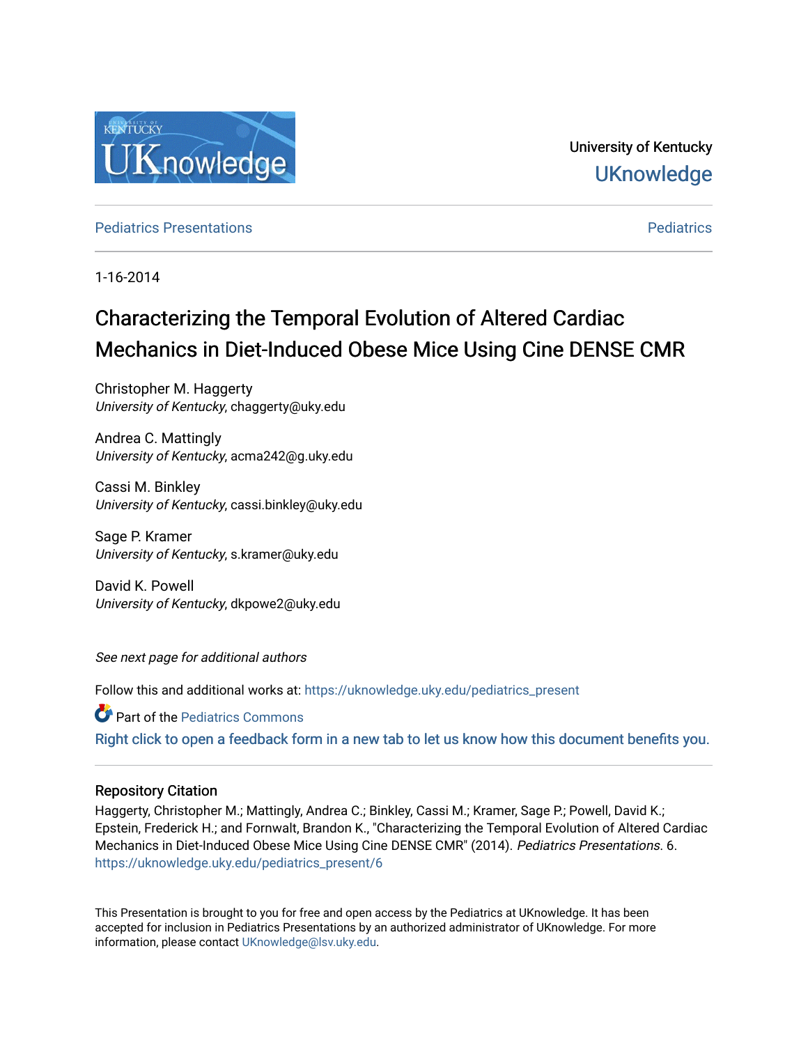University of Kentucky

UKnowledge

Pediatrics Presentations

Pediatrics

1-16-2014

# Characterizing the Temporal Evolution of Altered Cardiac Mechanics in Diet-Induced Obese Mice Using Cine DENSE CMR

Christopher M. Haggerty
*University of Kentucky*, chaggerty@uky.edu

Andrea C. Mattingly
*University of Kentucky*, acma242@g.uky.edu

Cassi M. Binkley
*University of Kentucky*, cassi.binkley@uky.edu

Sage P. Kramer
*University of Kentucky*, s.kramer@uky.edu

David K. Powell
*University of Kentucky*, dkpowe2@uky.edu

*See next page for additional authors*

Follow this and additional works at: https://uknowledge.uky.edu/pediatrics_present

Part of the Pediatrics Commons

Right click to open a feedback form in a new tab to let us know how this document benefits you.

## Repository Citation

Haggerty, Christopher M.; Mattingly, Andrea C.; Binkley, Cassi M.; Kramer, Sage P.; Powell, David K.; Epstein, Frederick H.; and Fornwalt, Brandon K., "Characterizing the Temporal Evolution of Altered Cardiac Mechanics in Diet-Induced Obese Mice Using Cine DENSE CMR" (2014). *Pediatrics Presentations*. 6.
https://uknowledge.uky.edu/pediatrics_present/6

This Presentation is brought to you for free and open access by the Pediatrics at UKnowledge. It has been accepted for inclusion in Pediatrics Presentations by an authorized administrator of UKnowledge. For more information, please contact UKnowledge@lsv.uky.edu.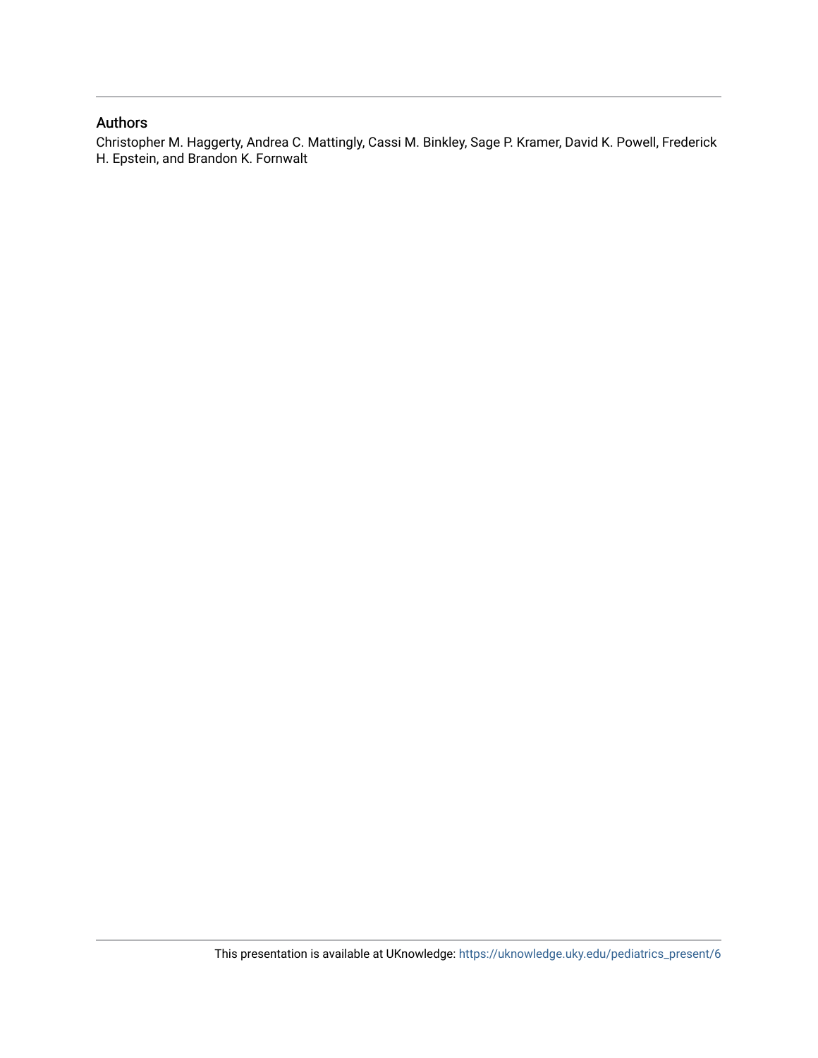## Authors

Christopher M. Haggerty, Andrea C. Mattingly, Cassi M. Binkley, Sage P. Kramer, David K. Powell, Frederick H. Epstein, and Brandon K. Fornwalt

This presentation is available at UKnowledge: https://uknowledge.uky.edu/pediatrics_present/6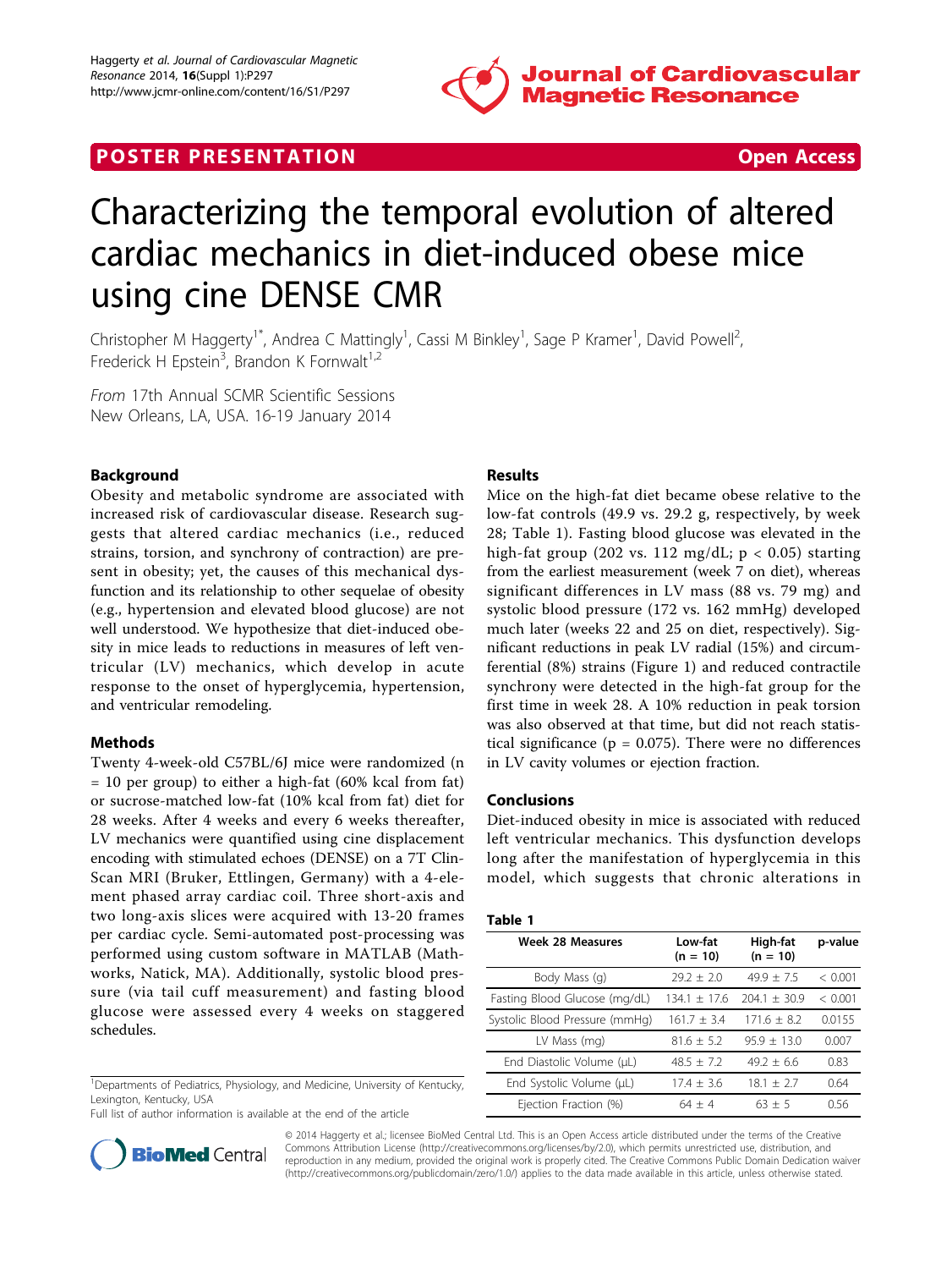# POSTER PRESENTATION

Open Access

# Characterizing the temporal evolution of altered cardiac mechanics in diet-induced obese mice using cine DENSE CMR

Christopher M Haggerty[1*], Andrea C Mattingly[1], Cassi M Binkley[1], Sage P Kramer[1], David Powell[2], Frederick H Epstein[3], Brandon K Fornwalt[1,2]

*From* 17th Annual SCMR Scientific Sessions
New Orleans, LA, USA. 16-19 January 2014

## Background

Obesity and metabolic syndrome are associated with increased risk of cardiovascular disease. Research suggests that altered cardiac mechanics (i.e., reduced strains, torsion, and synchrony of contraction) are present in obesity; yet, the causes of this mechanical dysfunction and its relationship to other sequelae of obesity (e.g., hypertension and elevated blood glucose) are not well understood. We hypothesize that diet-induced obesity in mice leads to reductions in measures of left ventricular (LV) mechanics, which develop in acute response to the onset of hyperglycemia, hypertension, and ventricular remodeling.

## Methods

Twenty 4-week-old C57BL/6J mice were randomized (n = 10 per group) to either a high-fat (60% kcal from fat) or sucrose-matched low-fat (10% kcal from fat) diet for 28 weeks. After 4 weeks and every 6 weeks thereafter, LV mechanics were quantified using cine displacement encoding with stimulated echoes (DENSE) on a 7T Clin-Scan MRI (Bruker, Ettlingen, Germany) with a 4-element phased array cardiac coil. Three short-axis and two long-axis slices were acquired with 13-20 frames per cardiac cycle. Semi-automated post-processing was performed using custom software in MATLAB (Mathworks, Natick, MA). Additionally, systolic blood pressure (via tail cuff measurement) and fasting blood glucose were assessed every 4 weeks on staggered schedules.

## Results

Mice on the high-fat diet became obese relative to the low-fat controls (49.9 vs. 29.2 g, respectively, by week 28; Table 1). Fasting blood glucose was elevated in the high-fat group (202 vs. 112 mg/dL; $p < 0.05$) starting from the earliest measurement (week 7 on diet), whereas significant differences in LV mass (88 vs. 79 mg) and systolic blood pressure (172 vs. 162 mmHg) developed much later (weeks 22 and 25 on diet, respectively). Significant reductions in peak LV radial (15%) and circumferential (8%) strains (Figure 1) and reduced contractile synchrony were detected in the high-fat group for the first time in week 28. A 10% reduction in peak torsion was also observed at that time, but did not reach statistical significance ($p = 0.075$). There were no differences in LV cavity volumes or ejection fraction.

## Conclusions

Diet-induced obesity in mice is associated with reduced left ventricular mechanics. This dysfunction develops long after the manifestation of hyperglycemia in this model, which suggests that chronic alterations in

**Table 1**

| Week 28 Measures | Low-fat (n = 10) | High-fat (n = 10) | p-value |
|---|---|---|---|
| Body Mass (g) | 29.2 ± 2.0 | 49.9 ± 7.5 | < 0.001 |
| Fasting Blood Glucose (mg/dL) | 134.1 ± 17.6 | 204.1 ± 30.9 | < 0.001 |
| Systolic Blood Pressure (mmHg) | 161.7 ± 3.4 | 171.6 ± 8.2 | 0.0155 |
| LV Mass (mg) | 81.6 ± 5.2 | 95.9 ± 13.0 | 0.007 |
| End Diastolic Volume (μL) | 48.5 ± 7.2 | 49.2 ± 6.6 | 0.83 |
| End Systolic Volume (μL) | 17.4 ± 3.6 | 18.1 ± 2.7 | 0.64 |
| Ejection Fraction (%) | 64 ± 4 | 63 ± 5 | 0.56 |

[1]Departments of Pediatrics, Physiology, and Medicine, University of Kentucky, Lexington, Kentucky, USA
Full list of author information is available at the end of the article

© 2014 Haggerty et al.; licensee BioMed Central Ltd. This is an Open Access article distributed under the terms of the Creative Commons Attribution License (http://creativecommons.org/licenses/by/2.0), which permits unrestricted use, distribution, and reproduction in any medium, provided the original work is properly cited. The Creative Commons Public Domain Dedication waiver (http://creativecommons.org/publicdomain/zero/1.0/) applies to the data made available in this article, unless otherwise stated.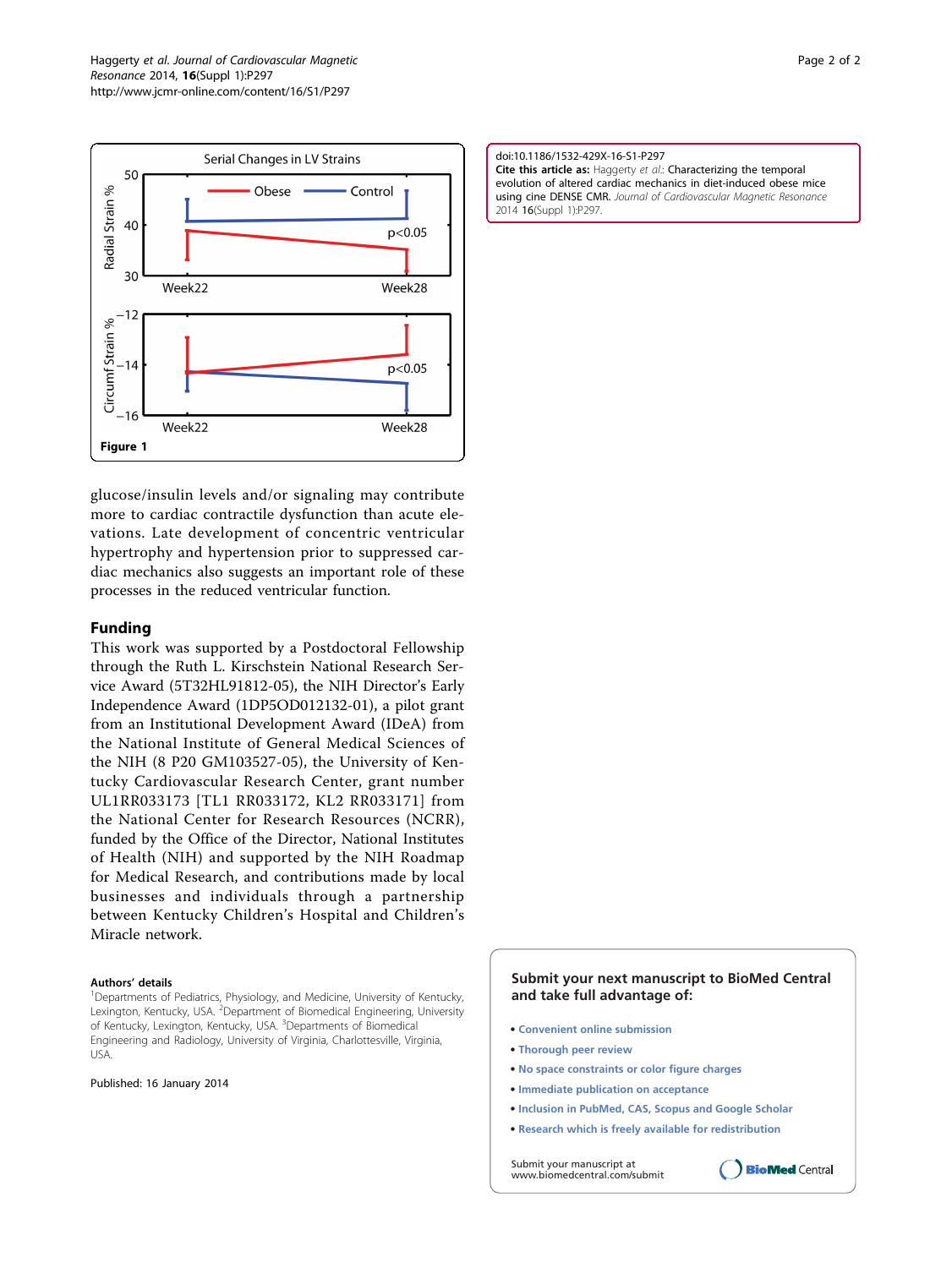Serial Changes in LV Strains

Radial Strain %

50

40

30

Obese Control

p<0.05

Week22 Week28

Circumf Strain %

−12

−14

−16

p<0.05

Week22 Week28

**Figure 1**

glucose/insulin levels and/or signaling may contribute more to cardiac contractile dysfunction than acute elevations. Late development of concentric ventricular hypertrophy and hypertension prior to suppressed cardiac mechanics also suggests an important role of these processes in the reduced ventricular function.

## Funding

This work was supported by a Postdoctoral Fellowship through the Ruth L. Kirschstein National Research Service Award (5T32HL91812-05), the NIH Director's Early Independence Award (1DP5OD012132-01), a pilot grant from an Institutional Development Award (IDeA) from the National Institute of General Medical Sciences of the NIH (8 P20 GM103527-05), the University of Kentucky Cardiovascular Research Center, grant number UL1RR033173 [TL1 RR033172, KL2 RR033171] from the National Center for Research Resources (NCRR), funded by the Office of the Director, National Institutes of Health (NIH) and supported by the NIH Roadmap for Medical Research, and contributions made by local businesses and individuals through a partnership between Kentucky Children's Hospital and Children's Miracle network.

### Authors' details

[1]Departments of Pediatrics, Physiology, and Medicine, University of Kentucky, Lexington, Kentucky, USA. [2]Department of Biomedical Engineering, University of Kentucky, Lexington, Kentucky, USA. [3]Departments of Biomedical Engineering and Radiology, University of Virginia, Charlottesville, Virginia, USA.

Published: 16 January 2014

doi:10.1186/1532-429X-16-S1-P297

**Cite this article as:** Haggerty *et al.*: Characterizing the temporal evolution of altered cardiac mechanics in diet-induced obese mice using cine DENSE CMR. *Journal of Cardiovascular Magnetic Resonance* 2014 **16**(Suppl 1):P297.

**Submit your next manuscript to BioMed Central and take full advantage of:**

- Convenient online submission
- Thorough peer review
- No space constraints or color figure charges
- Immediate publication on acceptance
- Inclusion in PubMed, CAS, Scopus and Google Scholar
- Research which is freely available for redistribution

Submit your manuscript at
www.biomedcentral.com/submit

BioMed Central